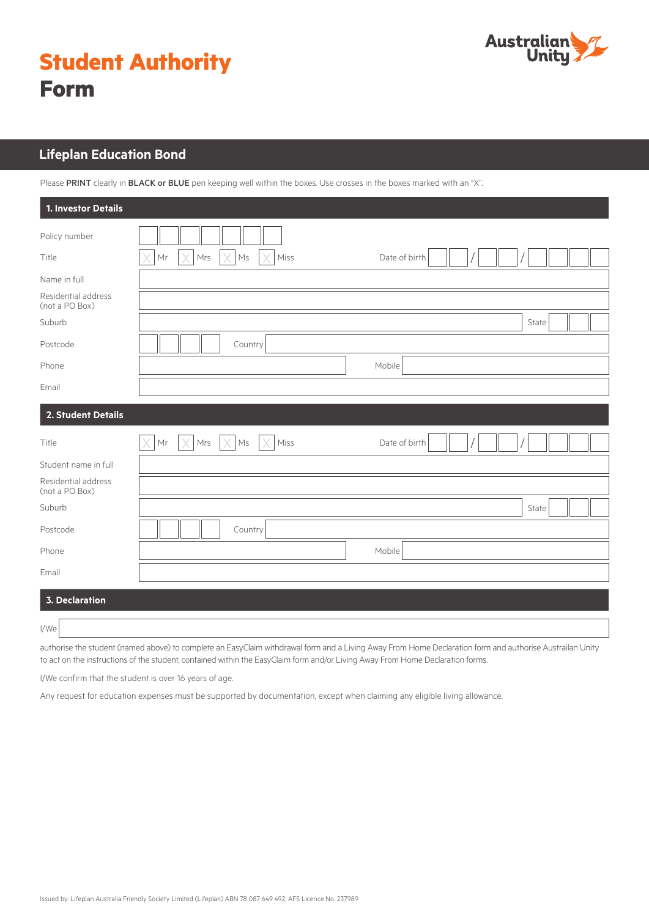# Student Authority Form

Australian Unity

## Lifeplan Education Bond

Please **PRINT** clearly in **BLACK or BLUE** pen keeping well within the boxes. Use crosses in the boxes marked with an "X".

### 1. Investor Details

Policy number

Title ☐ Mr ☐ Mrs ☐ Ms ☐ Miss  Date of birth __ __ / __ __ / __ __ __ __

Name in full

Residential address (not a PO Box)

Suburb  State

Postcode  Country

Phone  Mobile

Email

### 2. Student Details

Title ☐ Mr ☐ Mrs ☐ Ms ☐ Miss  Date of birth __ __ / __ __ / __ __ __ __

Student name in full

Residential address (not a PO Box)

Suburb  State

Postcode  Country

Phone  Mobile

Email

### 3. Declaration

I/We

authorise the student (named above) to complete an EasyClaim withdrawal form and a Living Away From Home Declaration form and authorise Austrailan Unity to act on the instructions of the student, contained within the EasyClaim form and/or Living Away From Home Declaration forms.

I/We confirm that the student is over 16 years of age.

Any request for education expenses must be supported by documentation, except when claiming any eligible living allowance.

Issued by: Lifeplan Australia Friendly Society Limited (Lifeplan) ABN 78 087 649 492, AFS Licence No. 237989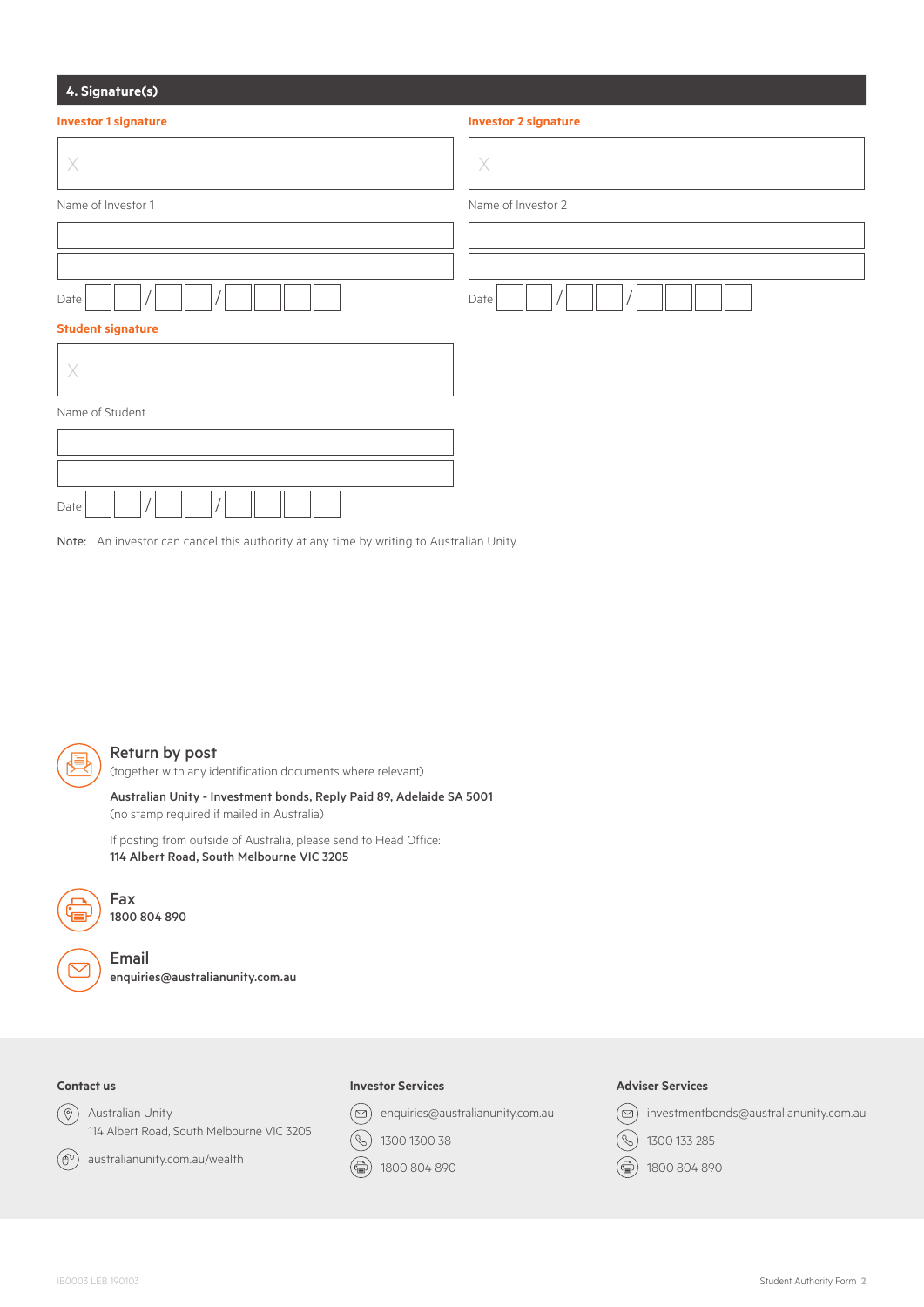## 4. Signature(s)

**Investor 1 signature**

X

Name of Investor 1

Date \_\_ \_\_ / \_\_ \_\_ / \_\_ \_\_ \_\_ \_\_

**Investor 2 signature**

X

Name of Investor 2

Date \_\_ \_\_ / \_\_ \_\_ / \_\_ \_\_ \_\_ \_\_

**Student signature**

X

Name of Student

Date \_\_ \_\_ / \_\_ \_\_ / \_\_ \_\_ \_\_ \_\_

Note: An investor can cancel this authority at any time by writing to Australian Unity.

### Return by post

(together with any identification documents where relevant)

**Australian Unity - Investment bonds, Reply Paid 89, Adelaide SA 5001**
(no stamp required if mailed in Australia)

If posting from outside of Australia, please send to Head Office:
**114 Albert Road, South Melbourne VIC 3205**

### Fax

**1800 804 890**

### Email

**enquiries@australianunity.com.au**

**Contact us**

Australian Unity
114 Albert Road, South Melbourne VIC 3205

australianunity.com.au/wealth

**Investor Services**

enquiries@australianunity.com.au

1300 1300 38

1800 804 890

**Adviser Services**

investmentbonds@australianunity.com.au

1300 133 285

1800 804 890

IB0003 LEB 190103